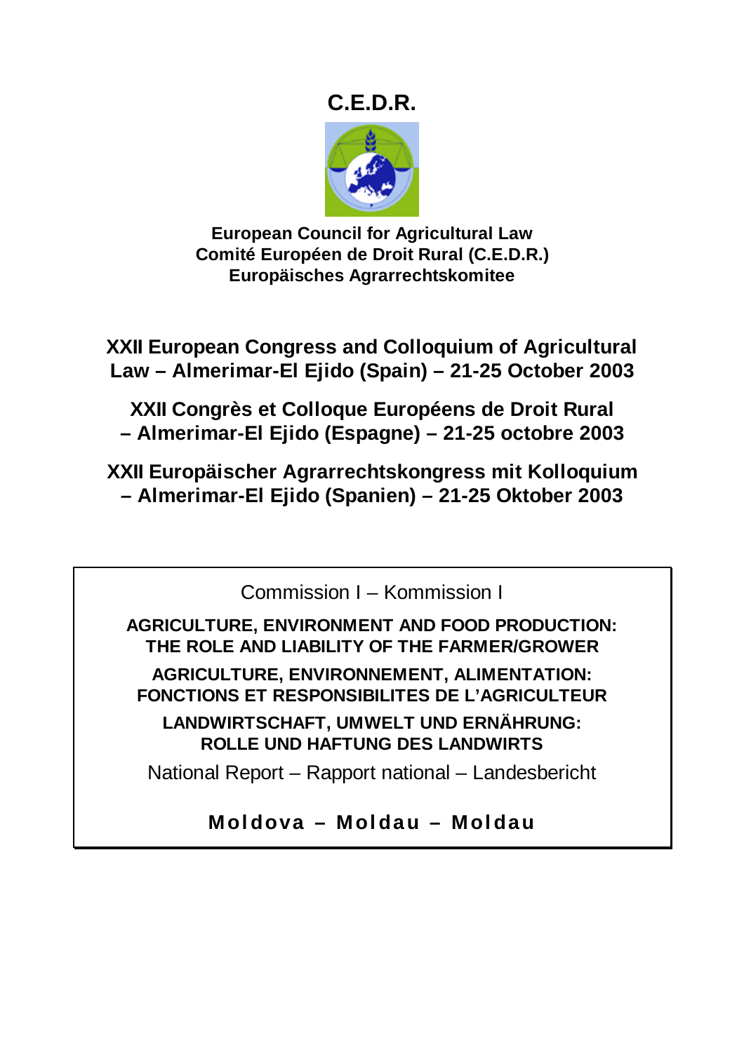# C.E.D.R.

**European Council for Agricultural Law**
**Comité Européen de Droit Rural (C.E.D.R.)**
**Europäisches Agrarrechtskomitee**

## XXII European Congress and Colloquium of Agricultural Law – Almerimar-El Ejido (Spain) – 21-25 October 2003

## XXII Congrès et Colloque Européens de Droit Rural – Almerimar-El Ejido (Espagne) – 21-25 octobre 2003

## XXII Europäischer Agrarrechtskongress mit Kolloquium – Almerimar-El Ejido (Spanien) – 21-25 Oktober 2003

Commission I – Kommission I

**AGRICULTURE, ENVIRONMENT AND FOOD PRODUCTION: THE ROLE AND LIABILITY OF THE FARMER/GROWER**

**AGRICULTURE, ENVIRONNEMENT, ALIMENTATION: FONCTIONS ET RESPONSIBILITES DE L'AGRICULTEUR**

**LANDWIRTSCHAFT, UMWELT UND ERNÄHRUNG: ROLLE UND HAFTUNG DES LANDWIRTS**

National Report – Rapport national – Landesbericht

**Moldova – Moldau – Moldau**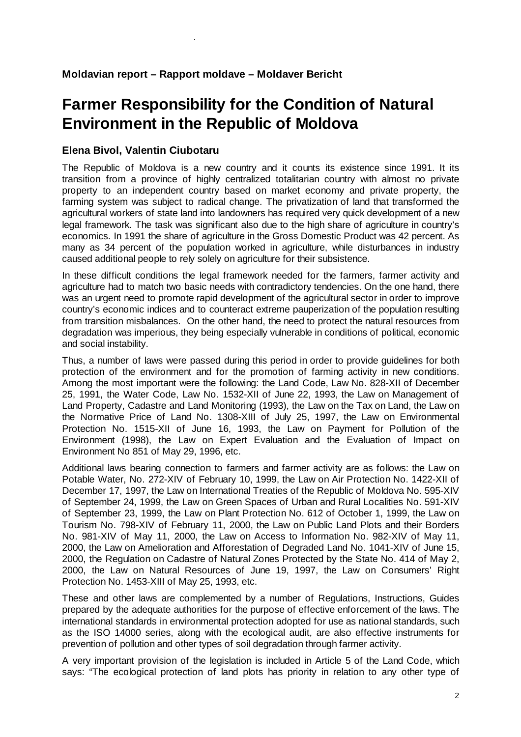**Moldavian report – Rapport moldave – Moldaver Bericht**

# Farmer Responsibility for the Condition of Natural Environment in the Republic of Moldova

### Elena Bivol, Valentin Ciubotaru

The Republic of Moldova is a new country and it counts its existence since 1991. It its transition from a province of highly centralized totalitarian country with almost no private property to an independent country based on market economy and private property, the farming system was subject to radical change. The privatization of land that transformed the agricultural workers of state land into landowners has required very quick development of a new legal framework. The task was significant also due to the high share of agriculture in country's economics. In 1991 the share of agriculture in the Gross Domestic Product was 42 percent. As many as 34 percent of the population worked in agriculture, while disturbances in industry caused additional people to rely solely on agriculture for their subsistence.

In these difficult conditions the legal framework needed for the farmers, farmer activity and agriculture had to match two basic needs with contradictory tendencies. On the one hand, there was an urgent need to promote rapid development of the agricultural sector in order to improve country's economic indices and to counteract extreme pauperization of the population resulting from transition misbalances. On the other hand, the need to protect the natural resources from degradation was imperious, they being especially vulnerable in conditions of political, economic and social instability.

Thus, a number of laws were passed during this period in order to provide guidelines for both protection of the environment and for the promotion of farming activity in new conditions. Among the most important were the following: the Land Code, Law No. 828-XII of December 25, 1991, the Water Code, Law No. 1532-XII of June 22, 1993, the Law on Management of Land Property, Cadastre and Land Monitoring (1993), the Law on the Tax on Land, the Law on the Normative Price of Land No. 1308-XIII of July 25, 1997, the Law on Environmental Protection No. 1515-XII of June 16, 1993, the Law on Payment for Pollution of the Environment (1998), the Law on Expert Evaluation and the Evaluation of Impact on Environment No 851 of May 29, 1996, etc.

Additional laws bearing connection to farmers and farmer activity are as follows: the Law on Potable Water, No. 272-XIV of February 10, 1999, the Law on Air Protection No. 1422-XII of December 17, 1997, the Law on International Treaties of the Republic of Moldova No. 595-XIV of September 24, 1999, the Law on Green Spaces of Urban and Rural Localities No. 591-XIV of September 23, 1999, the Law on Plant Protection No. 612 of October 1, 1999, the Law on Tourism No. 798-XIV of February 11, 2000, the Law on Public Land Plots and their Borders No. 981-XIV of May 11, 2000, the Law on Access to Information No. 982-XIV of May 11, 2000, the Law on Amelioration and Afforestation of Degraded Land No. 1041-XIV of June 15, 2000, the Regulation on Cadastre of Natural Zones Protected by the State No. 414 of May 2, 2000, the Law on Natural Resources of June 19, 1997, the Law on Consumers' Right Protection No. 1453-XIII of May 25, 1993, etc.

These and other laws are complemented by a number of Regulations, Instructions, Guides prepared by the adequate authorities for the purpose of effective enforcement of the laws. The international standards in environmental protection adopted for use as national standards, such as the ISO 14000 series, along with the ecological audit, are also effective instruments for prevention of pollution and other types of soil degradation through farmer activity.

A very important provision of the legislation is included in Article 5 of the Land Code, which says: "The ecological protection of land plots has priority in relation to any other type of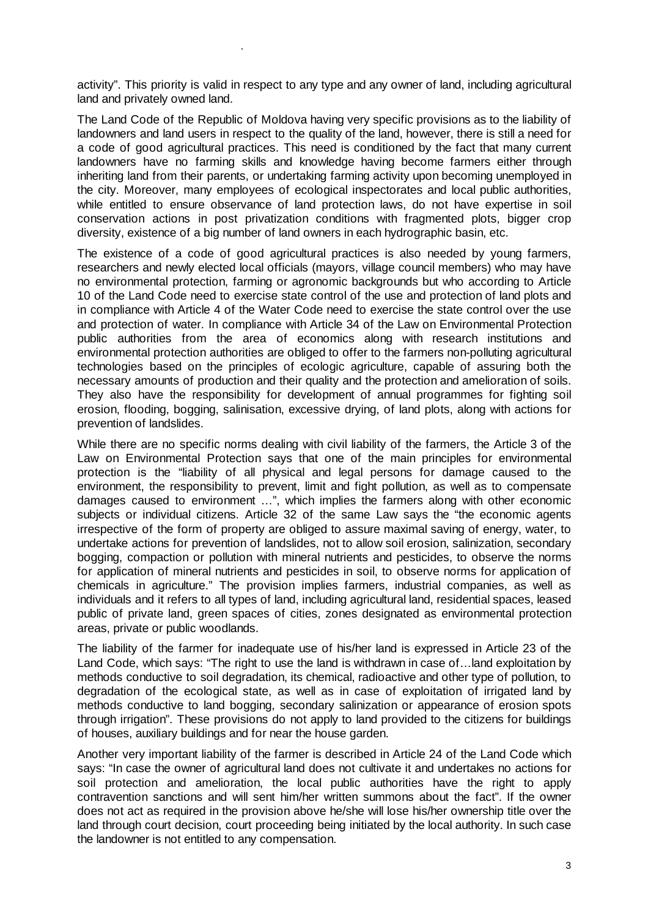activity". This priority is valid in respect to any type and any owner of land, including agricultural land and privately owned land.

The Land Code of the Republic of Moldova having very specific provisions as to the liability of landowners and land users in respect to the quality of the land, however, there is still a need for a code of good agricultural practices. This need is conditioned by the fact that many current landowners have no farming skills and knowledge having become farmers either through inheriting land from their parents, or undertaking farming activity upon becoming unemployed in the city. Moreover, many employees of ecological inspectorates and local public authorities, while entitled to ensure observance of land protection laws, do not have expertise in soil conservation actions in post privatization conditions with fragmented plots, bigger crop diversity, existence of a big number of land owners in each hydrographic basin, etc.

The existence of a code of good agricultural practices is also needed by young farmers, researchers and newly elected local officials (mayors, village council members) who may have no environmental protection, farming or agronomic backgrounds but who according to Article 10 of the Land Code need to exercise state control of the use and protection of land plots and in compliance with Article 4 of the Water Code need to exercise the state control over the use and protection of water. In compliance with Article 34 of the Law on Environmental Protection public authorities from the area of economics along with research institutions and environmental protection authorities are obliged to offer to the farmers non-polluting agricultural technologies based on the principles of ecologic agriculture, capable of assuring both the necessary amounts of production and their quality and the protection and amelioration of soils. They also have the responsibility for development of annual programmes for fighting soil erosion, flooding, bogging, salinisation, excessive drying, of land plots, along with actions for prevention of landslides.

While there are no specific norms dealing with civil liability of the farmers, the Article 3 of the Law on Environmental Protection says that one of the main principles for environmental protection is the "liability of all physical and legal persons for damage caused to the environment, the responsibility to prevent, limit and fight pollution, as well as to compensate damages caused to environment …", which implies the farmers along with other economic subjects or individual citizens. Article 32 of the same Law says the "the economic agents irrespective of the form of property are obliged to assure maximal saving of energy, water, to undertake actions for prevention of landslides, not to allow soil erosion, salinization, secondary bogging, compaction or pollution with mineral nutrients and pesticides, to observe the norms for application of mineral nutrients and pesticides in soil, to observe norms for application of chemicals in agriculture." The provision implies farmers, industrial companies, as well as individuals and it refers to all types of land, including agricultural land, residential spaces, leased public of private land, green spaces of cities, zones designated as environmental protection areas, private or public woodlands.

The liability of the farmer for inadequate use of his/her land is expressed in Article 23 of the Land Code, which says: "The right to use the land is withdrawn in case of…land exploitation by methods conductive to soil degradation, its chemical, radioactive and other type of pollution, to degradation of the ecological state, as well as in case of exploitation of irrigated land by methods conductive to land bogging, secondary salinization or appearance of erosion spots through irrigation". These provisions do not apply to land provided to the citizens for buildings of houses, auxiliary buildings and for near the house garden.

Another very important liability of the farmer is described in Article 24 of the Land Code which says: "In case the owner of agricultural land does not cultivate it and undertakes no actions for soil protection and amelioration, the local public authorities have the right to apply contravention sanctions and will sent him/her written summons about the fact". If the owner does not act as required in the provision above he/she will lose his/her ownership title over the land through court decision, court proceeding being initiated by the local authority. In such case the landowner is not entitled to any compensation.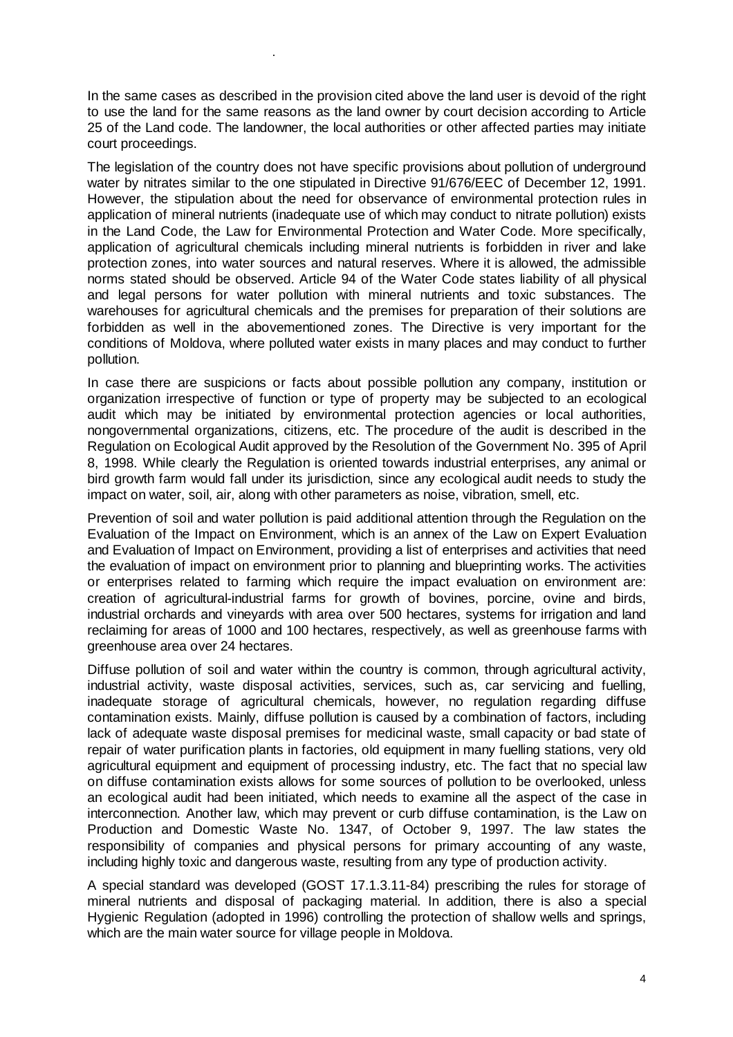In the same cases as described in the provision cited above the land user is devoid of the right to use the land for the same reasons as the land owner by court decision according to Article 25 of the Land code. The landowner, the local authorities or other affected parties may initiate court proceedings.

The legislation of the country does not have specific provisions about pollution of underground water by nitrates similar to the one stipulated in Directive 91/676/EEC of December 12, 1991. However, the stipulation about the need for observance of environmental protection rules in application of mineral nutrients (inadequate use of which may conduct to nitrate pollution) exists in the Land Code, the Law for Environmental Protection and Water Code. More specifically, application of agricultural chemicals including mineral nutrients is forbidden in river and lake protection zones, into water sources and natural reserves. Where it is allowed, the admissible norms stated should be observed. Article 94 of the Water Code states liability of all physical and legal persons for water pollution with mineral nutrients and toxic substances. The warehouses for agricultural chemicals and the premises for preparation of their solutions are forbidden as well in the abovementioned zones. The Directive is very important for the conditions of Moldova, where polluted water exists in many places and may conduct to further pollution.

In case there are suspicions or facts about possible pollution any company, institution or organization irrespective of function or type of property may be subjected to an ecological audit which may be initiated by environmental protection agencies or local authorities, nongovernmental organizations, citizens, etc. The procedure of the audit is described in the Regulation on Ecological Audit approved by the Resolution of the Government No. 395 of April 8, 1998. While clearly the Regulation is oriented towards industrial enterprises, any animal or bird growth farm would fall under its jurisdiction, since any ecological audit needs to study the impact on water, soil, air, along with other parameters as noise, vibration, smell, etc.

Prevention of soil and water pollution is paid additional attention through the Regulation on the Evaluation of the Impact on Environment, which is an annex of the Law on Expert Evaluation and Evaluation of Impact on Environment, providing a list of enterprises and activities that need the evaluation of impact on environment prior to planning and blueprinting works. The activities or enterprises related to farming which require the impact evaluation on environment are: creation of agricultural-industrial farms for growth of bovines, porcine, ovine and birds, industrial orchards and vineyards with area over 500 hectares, systems for irrigation and land reclaiming for areas of 1000 and 100 hectares, respectively, as well as greenhouse farms with greenhouse area over 24 hectares.

Diffuse pollution of soil and water within the country is common, through agricultural activity, industrial activity, waste disposal activities, services, such as, car servicing and fuelling, inadequate storage of agricultural chemicals, however, no regulation regarding diffuse contamination exists. Mainly, diffuse pollution is caused by a combination of factors, including lack of adequate waste disposal premises for medicinal waste, small capacity or bad state of repair of water purification plants in factories, old equipment in many fuelling stations, very old agricultural equipment and equipment of processing industry, etc. The fact that no special law on diffuse contamination exists allows for some sources of pollution to be overlooked, unless an ecological audit had been initiated, which needs to examine all the aspect of the case in interconnection. Another law, which may prevent or curb diffuse contamination, is the Law on Production and Domestic Waste No. 1347, of October 9, 1997. The law states the responsibility of companies and physical persons for primary accounting of any waste, including highly toxic and dangerous waste, resulting from any type of production activity.

A special standard was developed (GOST 17.1.3.11-84) prescribing the rules for storage of mineral nutrients and disposal of packaging material. In addition, there is also a special Hygienic Regulation (adopted in 1996) controlling the protection of shallow wells and springs, which are the main water source for village people in Moldova.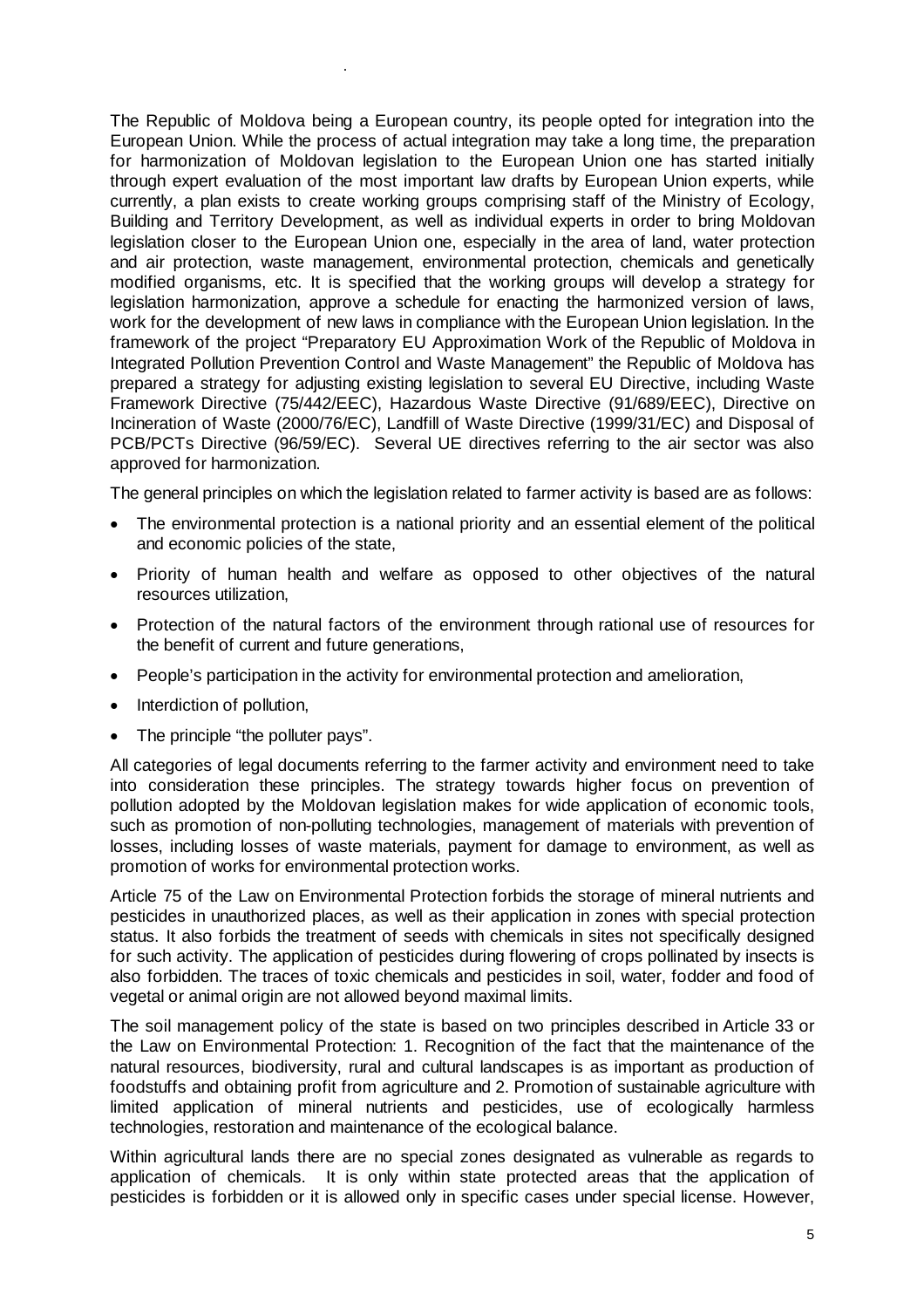The Republic of Moldova being a European country, its people opted for integration into the European Union. While the process of actual integration may take a long time, the preparation for harmonization of Moldovan legislation to the European Union one has started initially through expert evaluation of the most important law drafts by European Union experts, while currently, a plan exists to create working groups comprising staff of the Ministry of Ecology, Building and Territory Development, as well as individual experts in order to bring Moldovan legislation closer to the European Union one, especially in the area of land, water protection and air protection, waste management, environmental protection, chemicals and genetically modified organisms, etc. It is specified that the working groups will develop a strategy for legislation harmonization, approve a schedule for enacting the harmonized version of laws, work for the development of new laws in compliance with the European Union legislation. In the framework of the project "Preparatory EU Approximation Work of the Republic of Moldova in Integrated Pollution Prevention Control and Waste Management" the Republic of Moldova has prepared a strategy for adjusting existing legislation to several EU Directive, including Waste Framework Directive (75/442/EEC), Hazardous Waste Directive (91/689/EEC), Directive on Incineration of Waste (2000/76/EC), Landfill of Waste Directive (1999/31/EC) and Disposal of PCB/PCTs Directive (96/59/EC). Several UE directives referring to the air sector was also approved for harmonization.

The general principles on which the legislation related to farmer activity is based are as follows:

- The environmental protection is a national priority and an essential element of the political and economic policies of the state,
- Priority of human health and welfare as opposed to other objectives of the natural resources utilization,
- Protection of the natural factors of the environment through rational use of resources for the benefit of current and future generations,
- People's participation in the activity for environmental protection and amelioration,
- Interdiction of pollution,
- The principle "the polluter pays".

All categories of legal documents referring to the farmer activity and environment need to take into consideration these principles. The strategy towards higher focus on prevention of pollution adopted by the Moldovan legislation makes for wide application of economic tools, such as promotion of non-polluting technologies, management of materials with prevention of losses, including losses of waste materials, payment for damage to environment, as well as promotion of works for environmental protection works.

Article 75 of the Law on Environmental Protection forbids the storage of mineral nutrients and pesticides in unauthorized places, as well as their application in zones with special protection status. It also forbids the treatment of seeds with chemicals in sites not specifically designed for such activity. The application of pesticides during flowering of crops pollinated by insects is also forbidden. The traces of toxic chemicals and pesticides in soil, water, fodder and food of vegetal or animal origin are not allowed beyond maximal limits.

The soil management policy of the state is based on two principles described in Article 33 or the Law on Environmental Protection: 1. Recognition of the fact that the maintenance of the natural resources, biodiversity, rural and cultural landscapes is as important as production of foodstuffs and obtaining profit from agriculture and 2. Promotion of sustainable agriculture with limited application of mineral nutrients and pesticides, use of ecologically harmless technologies, restoration and maintenance of the ecological balance.

Within agricultural lands there are no special zones designated as vulnerable as regards to application of chemicals. It is only within state protected areas that the application of pesticides is forbidden or it is allowed only in specific cases under special license. However,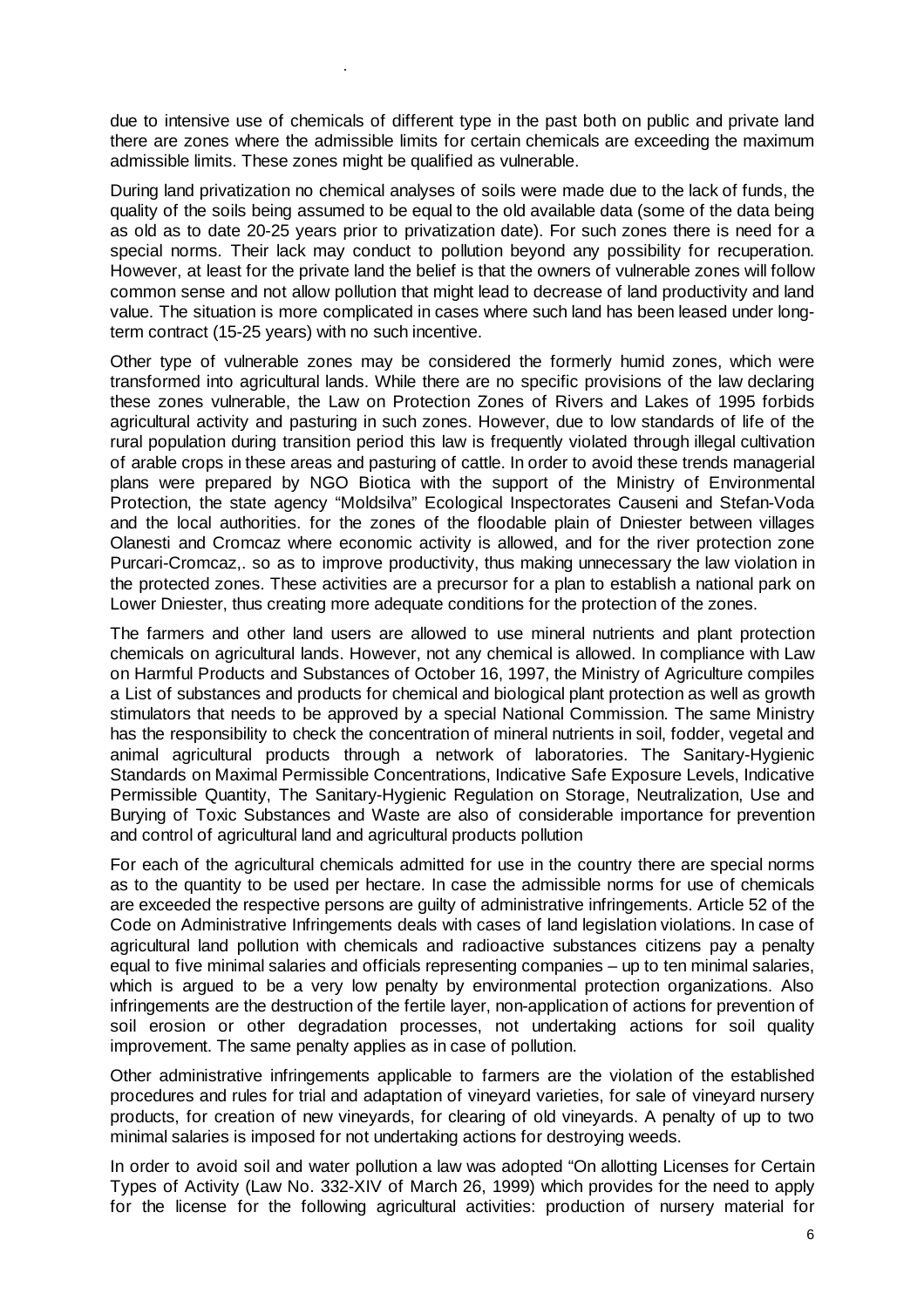due to intensive use of chemicals of different type in the past both on public and private land there are zones where the admissible limits for certain chemicals are exceeding the maximum admissible limits. These zones might be qualified as vulnerable.

During land privatization no chemical analyses of soils were made due to the lack of funds, the quality of the soils being assumed to be equal to the old available data (some of the data being as old as to date 20-25 years prior to privatization date). For such zones there is need for a special norms. Their lack may conduct to pollution beyond any possibility for recuperation. However, at least for the private land the belief is that the owners of vulnerable zones will follow common sense and not allow pollution that might lead to decrease of land productivity and land value. The situation is more complicated in cases where such land has been leased under long-term contract (15-25 years) with no such incentive.

Other type of vulnerable zones may be considered the formerly humid zones, which were transformed into agricultural lands. While there are no specific provisions of the law declaring these zones vulnerable, the Law on Protection Zones of Rivers and Lakes of 1995 forbids agricultural activity and pasturing in such zones. However, due to low standards of life of the rural population during transition period this law is frequently violated through illegal cultivation of arable crops in these areas and pasturing of cattle. In order to avoid these trends managerial plans were prepared by NGO Biotica with the support of the Ministry of Environmental Protection, the state agency "Moldsilva" Ecological Inspectorates Causeni and Stefan-Voda and the local authorities. for the zones of the floodable plain of Dniester between villages Olanesti and Cromcaz where economic activity is allowed, and for the river protection zone Purcari-Cromcaz,. so as to improve productivity, thus making unnecessary the law violation in the protected zones. These activities are a precursor for a plan to establish a national park on Lower Dniester, thus creating more adequate conditions for the protection of the zones.

The farmers and other land users are allowed to use mineral nutrients and plant protection chemicals on agricultural lands. However, not any chemical is allowed. In compliance with Law on Harmful Products and Substances of October 16, 1997, the Ministry of Agriculture compiles a List of substances and products for chemical and biological plant protection as well as growth stimulators that needs to be approved by a special National Commission. The same Ministry has the responsibility to check the concentration of mineral nutrients in soil, fodder, vegetal and animal agricultural products through a network of laboratories. The Sanitary-Hygienic Standards on Maximal Permissible Concentrations, Indicative Safe Exposure Levels, Indicative Permissible Quantity, The Sanitary-Hygienic Regulation on Storage, Neutralization, Use and Burying of Toxic Substances and Waste are also of considerable importance for prevention and control of agricultural land and agricultural products pollution

For each of the agricultural chemicals admitted for use in the country there are special norms as to the quantity to be used per hectare. In case the admissible norms for use of chemicals are exceeded the respective persons are guilty of administrative infringements. Article 52 of the Code on Administrative Infringements deals with cases of land legislation violations. In case of agricultural land pollution with chemicals and radioactive substances citizens pay a penalty equal to five minimal salaries and officials representing companies – up to ten minimal salaries, which is argued to be a very low penalty by environmental protection organizations. Also infringements are the destruction of the fertile layer, non-application of actions for prevention of soil erosion or other degradation processes, not undertaking actions for soil quality improvement. The same penalty applies as in case of pollution.

Other administrative infringements applicable to farmers are the violation of the established procedures and rules for trial and adaptation of vineyard varieties, for sale of vineyard nursery products, for creation of new vineyards, for clearing of old vineyards. A penalty of up to two minimal salaries is imposed for not undertaking actions for destroying weeds.

In order to avoid soil and water pollution a law was adopted "On allotting Licenses for Certain Types of Activity (Law No. 332-XIV of March 26, 1999) which provides for the need to apply for the license for the following agricultural activities: production of nursery material for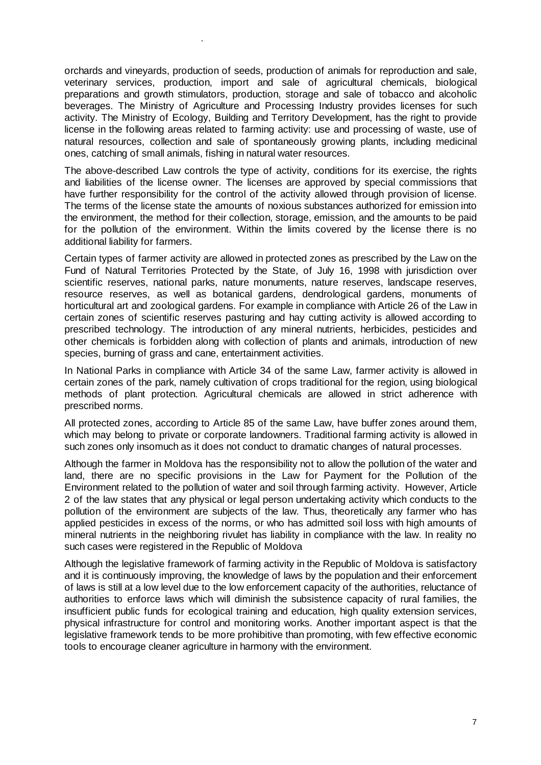orchards and vineyards, production of seeds, production of animals for reproduction and sale, veterinary services, production, import and sale of agricultural chemicals, biological preparations and growth stimulators, production, storage and sale of tobacco and alcoholic beverages. The Ministry of Agriculture and Processing Industry provides licenses for such activity. The Ministry of Ecology, Building and Territory Development, has the right to provide license in the following areas related to farming activity: use and processing of waste, use of natural resources, collection and sale of spontaneously growing plants, including medicinal ones, catching of small animals, fishing in natural water resources.

The above-described Law controls the type of activity, conditions for its exercise, the rights and liabilities of the license owner. The licenses are approved by special commissions that have further responsibility for the control of the activity allowed through provision of license. The terms of the license state the amounts of noxious substances authorized for emission into the environment, the method for their collection, storage, emission, and the amounts to be paid for the pollution of the environment. Within the limits covered by the license there is no additional liability for farmers.

Certain types of farmer activity are allowed in protected zones as prescribed by the Law on the Fund of Natural Territories Protected by the State, of July 16, 1998 with jurisdiction over scientific reserves, national parks, nature monuments, nature reserves, landscape reserves, resource reserves, as well as botanical gardens, dendrological gardens, monuments of horticultural art and zoological gardens. For example in compliance with Article 26 of the Law in certain zones of scientific reserves pasturing and hay cutting activity is allowed according to prescribed technology. The introduction of any mineral nutrients, herbicides, pesticides and other chemicals is forbidden along with collection of plants and animals, introduction of new species, burning of grass and cane, entertainment activities.

In National Parks in compliance with Article 34 of the same Law, farmer activity is allowed in certain zones of the park, namely cultivation of crops traditional for the region, using biological methods of plant protection. Agricultural chemicals are allowed in strict adherence with prescribed norms.

All protected zones, according to Article 85 of the same Law, have buffer zones around them, which may belong to private or corporate landowners. Traditional farming activity is allowed in such zones only insomuch as it does not conduct to dramatic changes of natural processes.

Although the farmer in Moldova has the responsibility not to allow the pollution of the water and land, there are no specific provisions in the Law for Payment for the Pollution of the Environment related to the pollution of water and soil through farming activity. However, Article 2 of the law states that any physical or legal person undertaking activity which conducts to the pollution of the environment are subjects of the law. Thus, theoretically any farmer who has applied pesticides in excess of the norms, or who has admitted soil loss with high amounts of mineral nutrients in the neighboring rivulet has liability in compliance with the law. In reality no such cases were registered in the Republic of Moldova

Although the legislative framework of farming activity in the Republic of Moldova is satisfactory and it is continuously improving, the knowledge of laws by the population and their enforcement of laws is still at a low level due to the low enforcement capacity of the authorities, reluctance of authorities to enforce laws which will diminish the subsistence capacity of rural families, the insufficient public funds for ecological training and education, high quality extension services, physical infrastructure for control and monitoring works. Another important aspect is that the legislative framework tends to be more prohibitive than promoting, with few effective economic tools to encourage cleaner agriculture in harmony with the environment.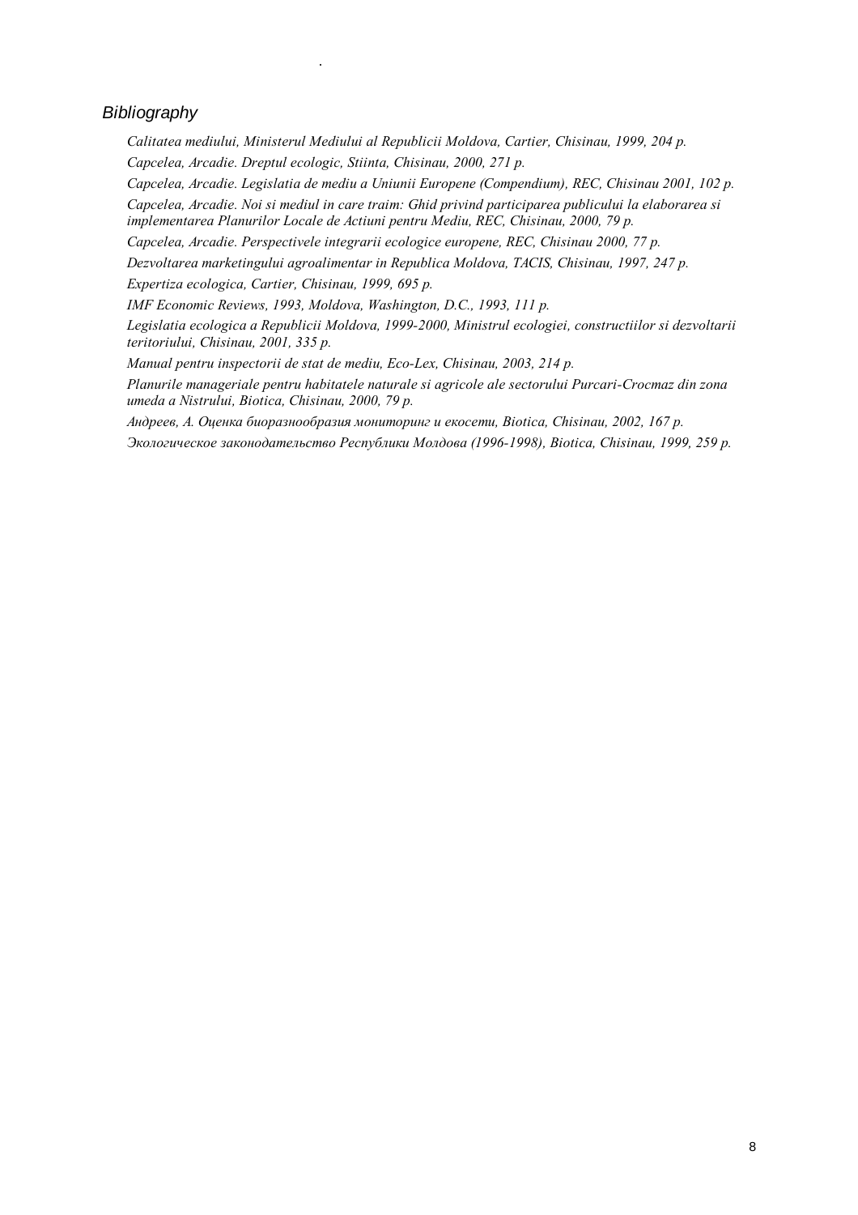## Bibliography

*Calitatea mediului, Ministerul Mediului al Republicii Moldova, Cartier, Chisinau, 1999, 204 p.*

*Capcelea, Arcadie. Dreptul ecologic, Stiinta, Chisinau, 2000, 271 p.*

*Capcelea, Arcadie. Legislatia de mediu a Uniunii Europene (Compendium), REC, Chisinau 2001, 102 p.*

*Capcelea, Arcadie. Noi si mediul in care traim: Ghid privind participarea publicului la elaborarea si implementarea Planurilor Locale de Actiuni pentru Mediu, REC, Chisinau, 2000, 79 p.*

*Capcelea, Arcadie. Perspectivele integrarii ecologice europene, REC, Chisinau 2000, 77 p.*

*Dezvoltarea marketingului agroalimentar in Republica Moldova, TACIS, Chisinau, 1997, 247 p.*

*Expertiza ecologica, Cartier, Chisinau, 1999, 695 p.*

*IMF Economic Reviews, 1993, Moldova, Washington, D.C., 1993, 111 p.*

*Legislatia ecologica a Republicii Moldova, 1999-2000, Ministrul ecologiei, constructiilor si dezvoltarii teritoriului, Chisinau, 2001, 335 p.*

*Manual pentru inspectorii de stat de mediu, Eco-Lex, Chisinau, 2003, 214 p.*

*Planurile manageriale pentru habitatele naturale si agricole ale sectorului Purcari-Crocmaz din zona umeda a Nistrului, Biotica, Chisinau, 2000, 79 p.*

*Андреев, А. Оценка биоразнообразия мониторинг и екосети, Biotica, Chisinau, 2002, 167 p.*

*Экологическое законодательство Республики Молдова (1996-1998), Biotica, Chisinau, 1999, 259 p.*